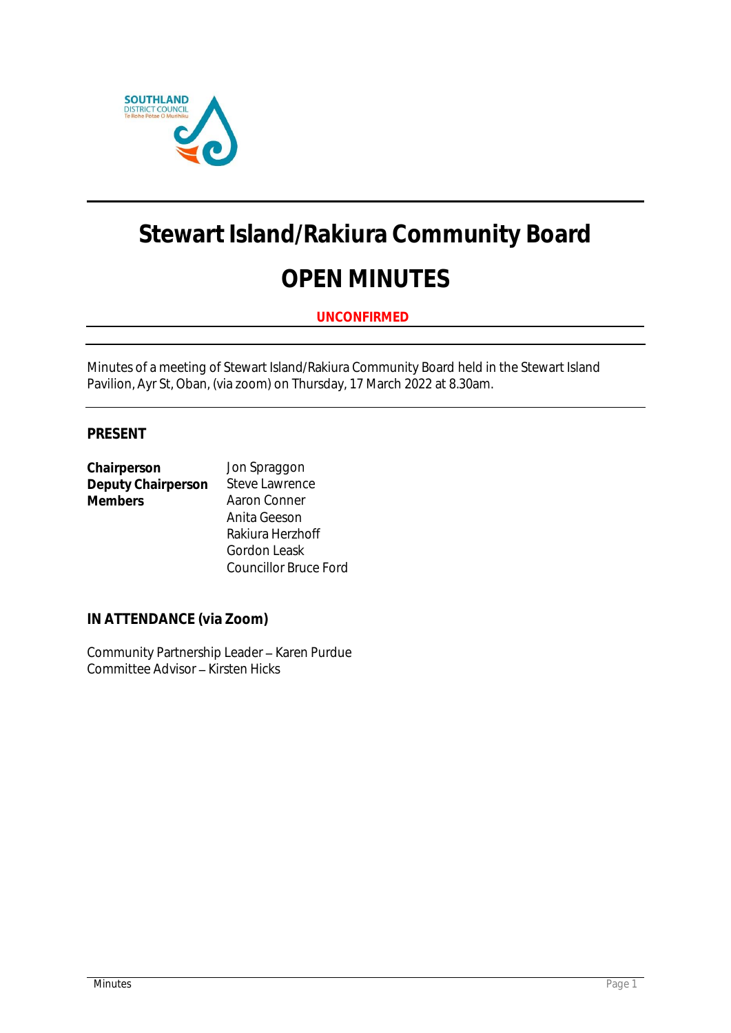# Stewart Island/Rakiura Community Board

# OPEN MINUTES

**UNCONFIRMED**

Minutes of a meeting of Stewart Island/Rakiura Community Board held in the Stewart Island Pavilion, Ayr St, Oban, (via zoom) on Thursday, 17 March 2022 at 8.30am.

## PRESENT

| | |
|---|---|
| **Chairperson** | Jon Spraggon |
| **Deputy Chairperson** | Steve Lawrence |
| **Members** | Aaron Conner |
| | Anita Geeson |
| | Rakiura Herzhoff |
| | Gordon Leask |
| | Councillor Bruce Ford |

## IN ATTENDANCE (via Zoom)

Community Partnership Leader – Karen Purdue
Committee Advisor – Kirsten Hicks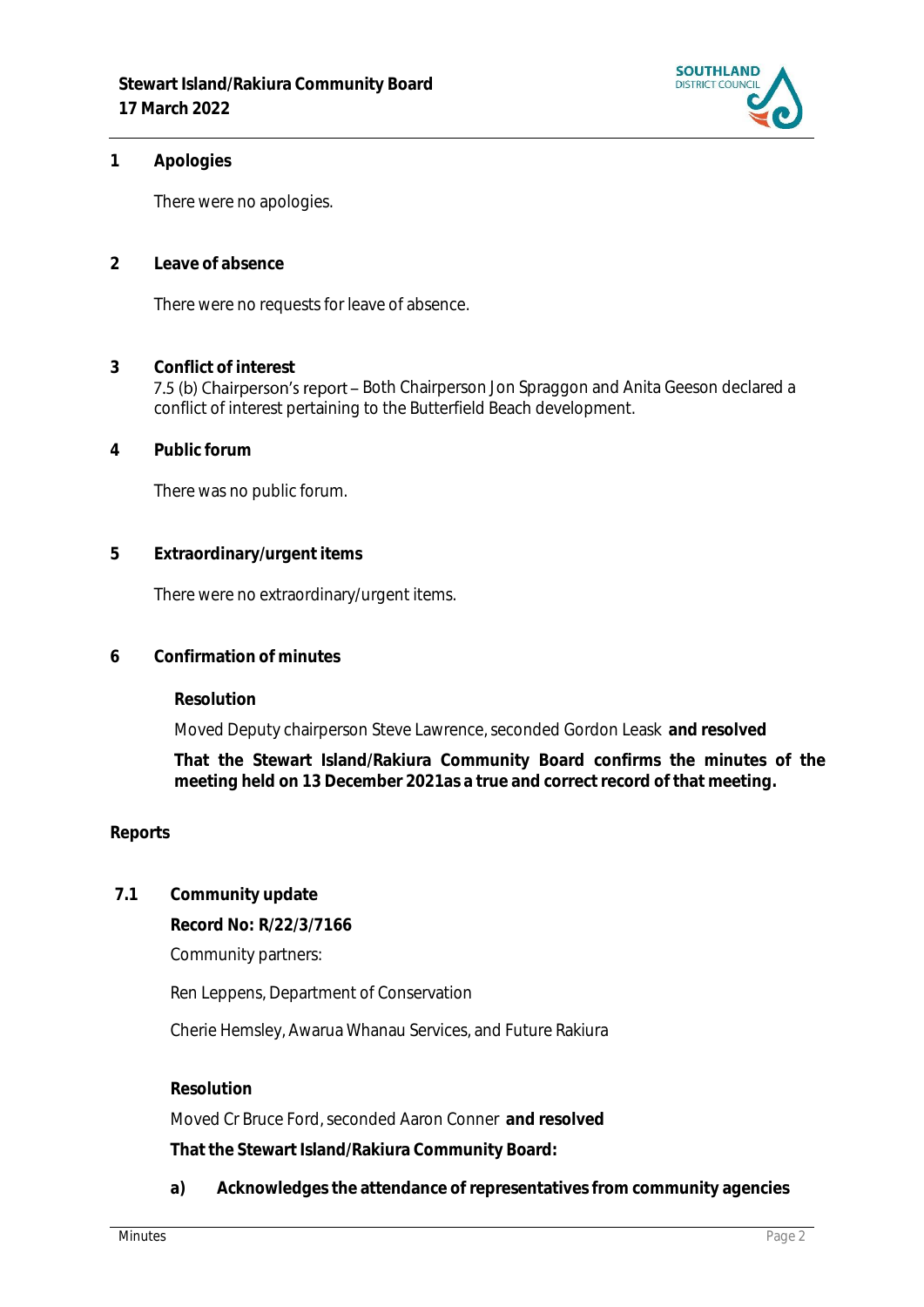## 1 Apologies

There were no apologies.

## 2 Leave of absence

There were no requests for leave of absence.

## 3 Conflict of interest

7.5 (b) Chairperson's report – Both Chairperson Jon Spraggon and Anita Geeson declared a conflict of interest pertaining to the Butterfield Beach development.

## 4 Public forum

There was no public forum.

## 5 Extraordinary/urgent items

There were no extraordinary/urgent items.

## 6 Confirmation of minutes

**Resolution**

Moved Deputy chairperson Steve Lawrence, seconded Gordon Leask **and resolved**

**That the Stewart Island/Rakiura Community Board confirms the minutes of the meeting held on 13 December 2021as a true and correct record of that meeting.**

## Reports

### 7.1 Community update

**Record No: R/22/3/7166**

Community partners:

Ren Leppens, Department of Conservation

Cherie Hemsley, Awarua Whanau Services, and Future Rakiura

**Resolution**

Moved Cr Bruce Ford, seconded Aaron Conner **and resolved**

**That the Stewart Island/Rakiura Community Board:**

**a) Acknowledges the attendance of representatives from community agencies**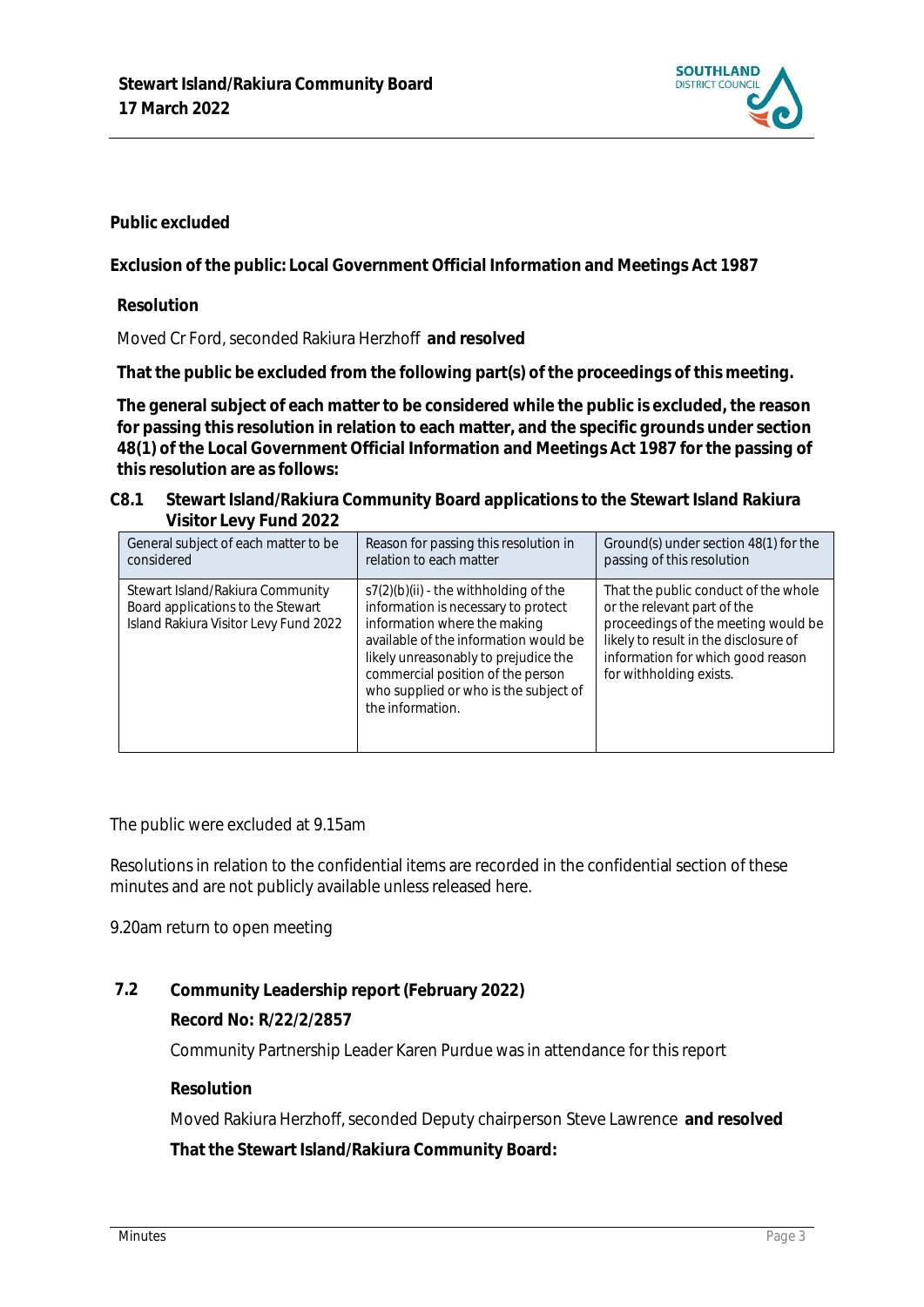**Public excluded**

**Exclusion of the public: Local Government Official Information and Meetings Act 1987**

**Resolution**

Moved Cr Ford, seconded Rakiura Herzhoff **and resolved**

**That the public be excluded from the following part(s) of the proceedings of this meeting.**

**The general subject of each matter to be considered while the public is excluded, the reason for passing this resolution in relation to each matter, and the specific grounds under section 48(1) of the Local Government Official Information and Meetings Act 1987 for the passing of this resolution are as follows:**

**C8.1 Stewart Island/Rakiura Community Board applications to the Stewart Island Rakiura Visitor Levy Fund 2022**

| General subject of each matter to be considered | Reason for passing this resolution in relation to each matter | Ground(s) under section 48(1) for the passing of this resolution |
| --- | --- | --- |
| Stewart Island/Rakiura Community Board applications to the Stewart Island Rakiura Visitor Levy Fund 2022 | s7(2)(b)(ii) - the withholding of the information is necessary to protect information where the making available of the information would be likely unreasonably to prejudice the commercial position of the person who supplied or who is the subject of the information. | That the public conduct of the whole or the relevant part of the proceedings of the meeting would be likely to result in the disclosure of information for which good reason for withholding exists. |

The public were excluded at 9.15am

Resolutions in relation to the confidential items are recorded in the confidential section of these minutes and are not publicly available unless released here.

9.20am return to open meeting

**7.2 Community Leadership report (February 2022)**

**Record No: R/22/2/2857**

Community Partnership Leader Karen Purdue was in attendance for this report

**Resolution**

Moved Rakiura Herzhoff, seconded Deputy chairperson Steve Lawrence **and resolved**

**That the Stewart Island/Rakiura Community Board:**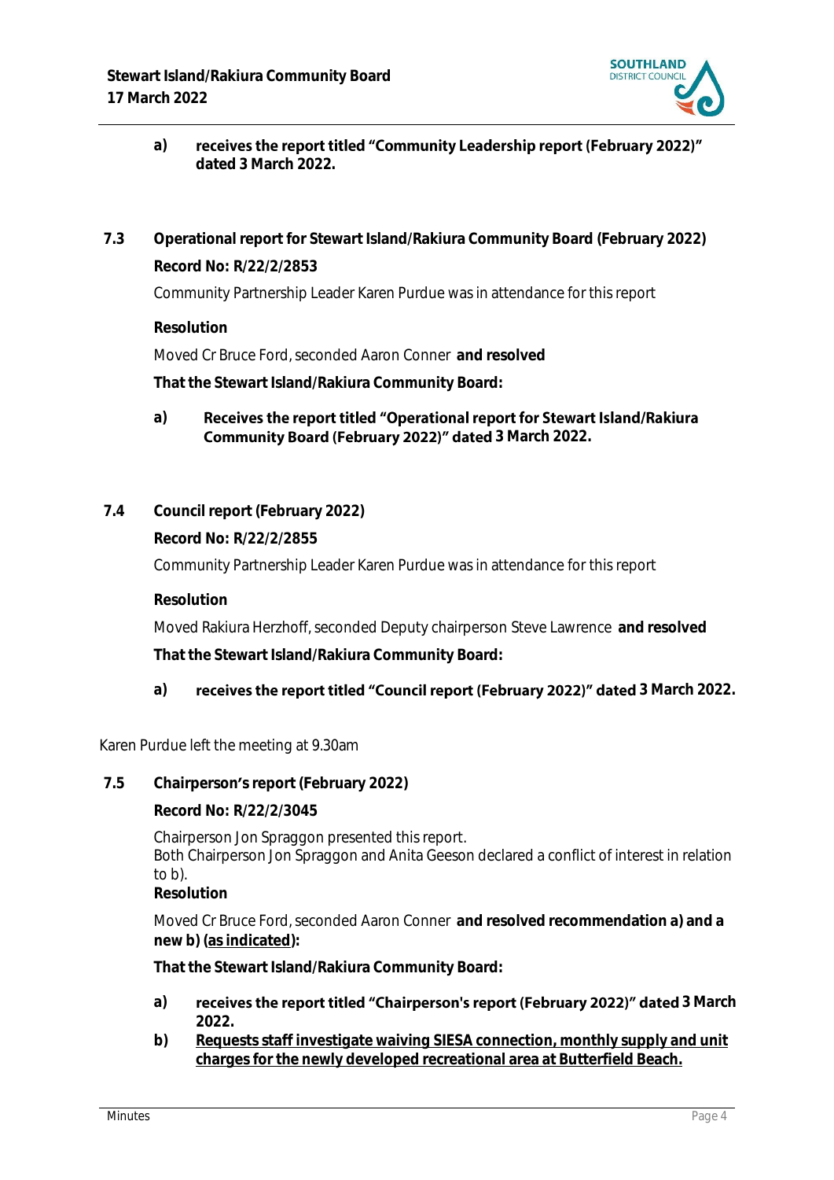a) **receives the report titled "Community Leadership report (February 2022)" dated 3 March 2022.**

## 7.3 Operational report for Stewart Island/Rakiura Community Board (February 2022)

**Record No: R/22/2/2853**

Community Partnership Leader Karen Purdue was in attendance for this report

**Resolution**

Moved Cr Bruce Ford, seconded Aaron Conner **and resolved**

**That the Stewart Island/Rakiura Community Board:**

a) **Receives the report titled "Operational report for Stewart Island/Rakiura Community Board (February 2022)" dated 3 March 2022.**

## 7.4 Council report (February 2022)

**Record No: R/22/2/2855**

Community Partnership Leader Karen Purdue was in attendance for this report

**Resolution**

Moved Rakiura Herzhoff, seconded Deputy chairperson Steve Lawrence **and resolved**

**That the Stewart Island/Rakiura Community Board:**

a) **receives the report titled "Council report (February 2022)" dated 3 March 2022.**

Karen Purdue left the meeting at 9.30am

## 7.5 Chairperson's report (February 2022)

**Record No: R/22/2/3045**

Chairperson Jon Spraggon presented this report.
Both Chairperson Jon Spraggon and Anita Geeson declared a conflict of interest in relation to b).

**Resolution**

Moved Cr Bruce Ford, seconded Aaron Conner **and resolved recommendation a) and a new b) (<u>as indicated</u>):**

**That the Stewart Island/Rakiura Community Board:**

a) **receives the report titled "Chairperson's report (February 2022)" dated 3 March 2022.**

b) **<u>Requests staff investigate waiving SIESA connection, monthly supply and unit charges for the newly developed recreational area at Butterfield Beach.</u>**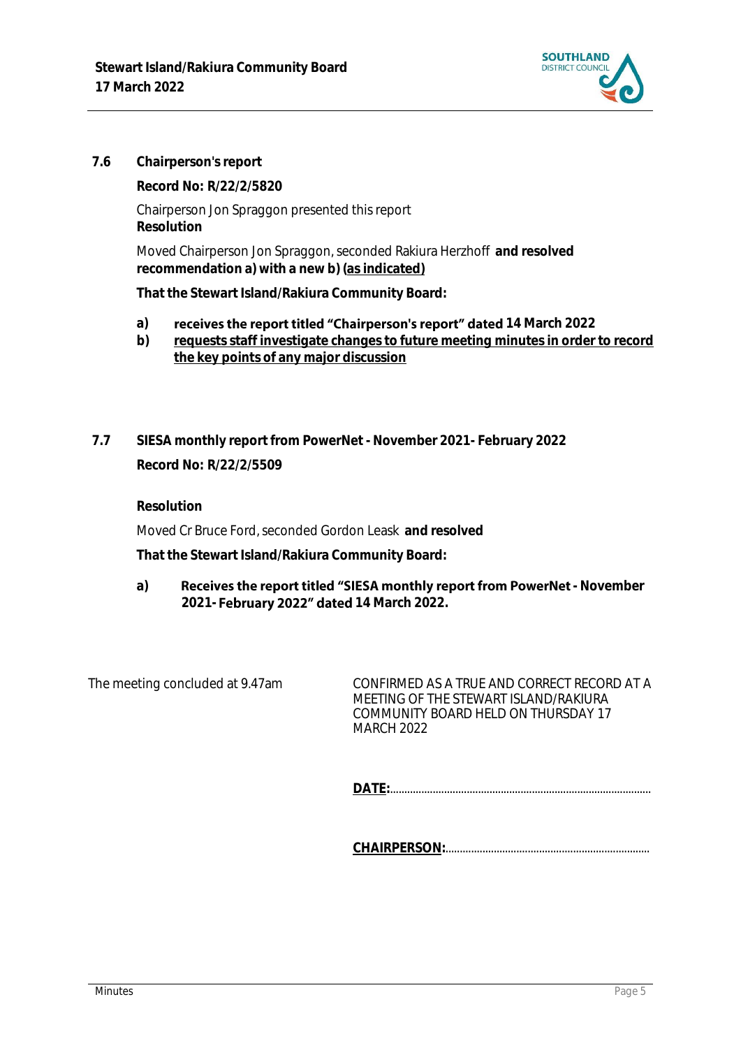### 7.6 Chairperson's report

**Record No: R/22/2/5820**

Chairperson Jon Spraggon presented this report

**Resolution**

Moved Chairperson Jon Spraggon, seconded Rakiura Herzhoff **and resolved recommendation a) with a new b) <u>(as indicated)</u>**

**That the Stewart Island/Rakiura Community Board:**

**a)** **receives the report titled "Chairperson's report" dated 14 March 2022**

**b)** **<u>requests staff investigate changes to future meeting minutes in order to record the key points of any major discussion</u>**

### 7.7 SIESA monthly report from PowerNet - November 2021- February 2022

**Record No: R/22/2/5509**

**Resolution**

Moved Cr Bruce Ford, seconded Gordon Leask **and resolved**

**That the Stewart Island/Rakiura Community Board:**

**a)** **Receives the report titled "SIESA monthly report from PowerNet - November 2021- February 2022" dated 14 March 2022.**

The meeting concluded at 9.47am

CONFIRMED AS A TRUE AND CORRECT RECORD AT A MEETING OF THE STEWART ISLAND/RAKIURA COMMUNITY BOARD HELD ON THURSDAY 17 MARCH 2022

**<u>DATE:</u>**...............................................................................................

**<u>CHAIRPERSON:</u>**...........................................................................